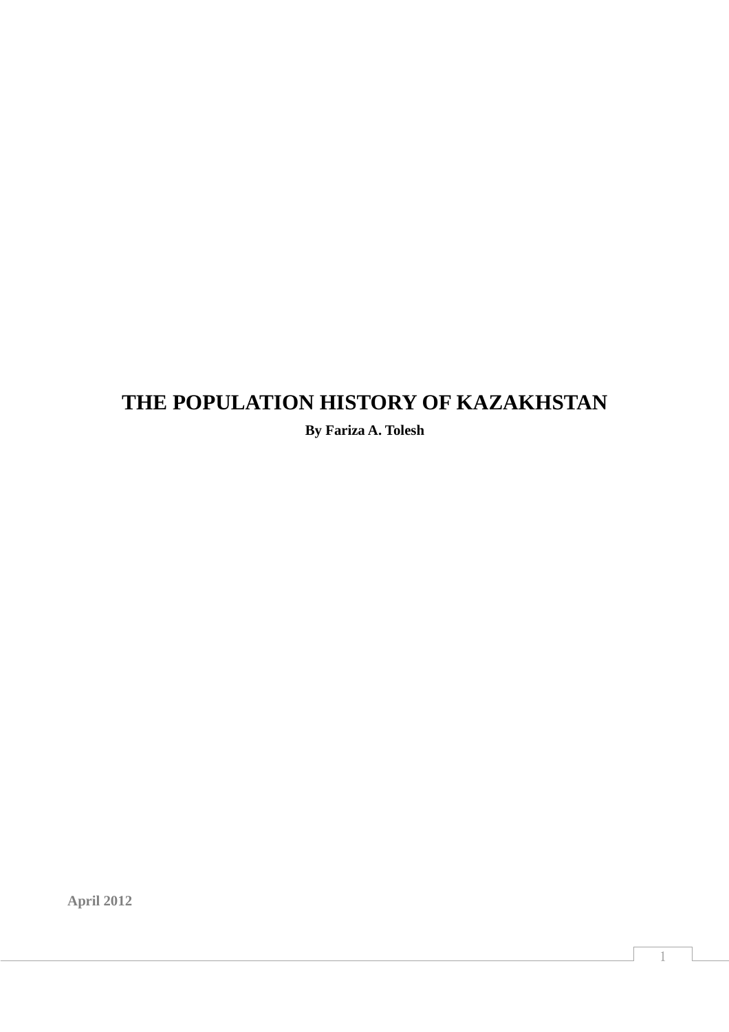# THE POPULATION HISTORY OF KAZAKHSTAN

**By Fariza A. Tolesh**

**April 2012**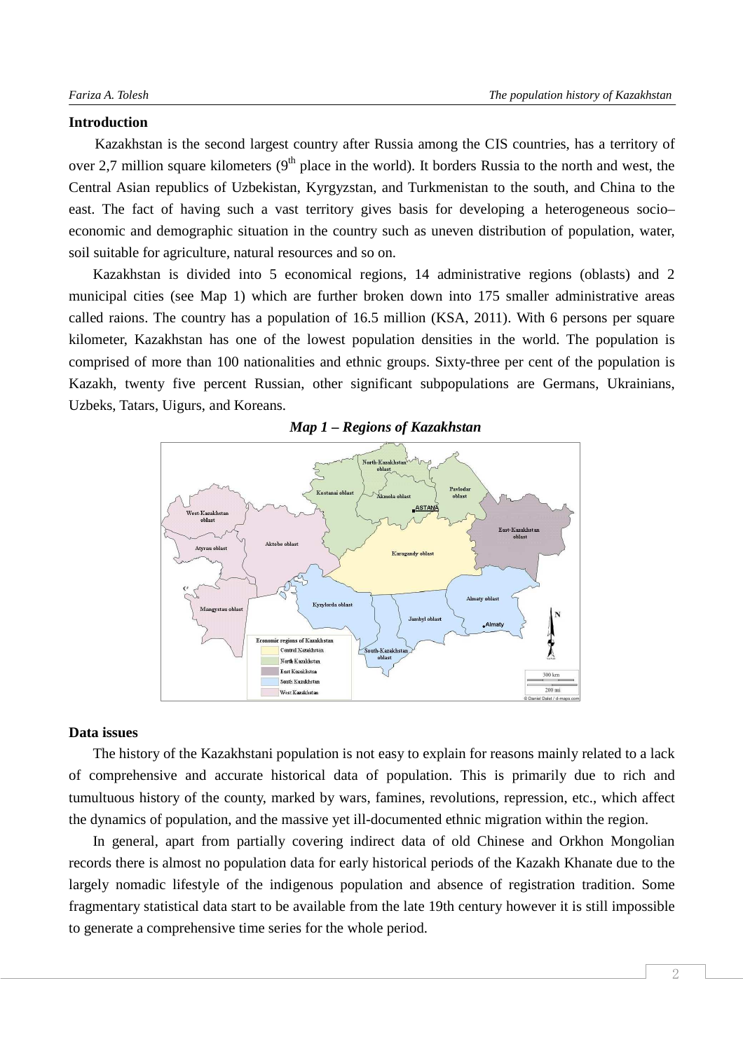## Introduction

Kazakhstan is the second largest country after Russia among the CIS countries, has a territory of over 2,7 million square kilometers (9th place in the world). It borders Russia to the north and west, the Central Asian republics of Uzbekistan, Kyrgyzstan, and Turkmenistan to the south, and China to the east. The fact of having such a vast territory gives basis for developing a heterogeneous socio–economic and demographic situation in the country such as uneven distribution of population, water, soil suitable for agriculture, natural resources and so on.

Kazakhstan is divided into 5 economical regions, 14 administrative regions (oblasts) and 2 municipal cities (see Map 1) which are further broken down into 175 smaller administrative areas called raions. The country has a population of 16.5 million (KSA, 2011). With 6 persons per square kilometer, Kazakhstan has one of the lowest population densities in the world. The population is comprised of more than 100 nationalities and ethnic groups. Sixty-three per cent of the population is Kazakh, twenty five percent Russian, other significant subpopulations are Germans, Ukrainians, Uzbeks, Tatars, Uigurs, and Koreans.

***Map 1 – Regions of Kazakhstan***

## Data issues

The history of the Kazakhstani population is not easy to explain for reasons mainly related to a lack of comprehensive and accurate historical data of population. This is primarily due to rich and tumultuous history of the county, marked by wars, famines, revolutions, repression, etc., which affect the dynamics of population, and the massive yet ill-documented ethnic migration within the region.

In general, apart from partially covering indirect data of old Chinese and Orkhon Mongolian records there is almost no population data for early historical periods of the Kazakh Khanate due to the largely nomadic lifestyle of the indigenous population and absence of registration tradition. Some fragmentary statistical data start to be available from the late 19th century however it is still impossible to generate a comprehensive time series for the whole period.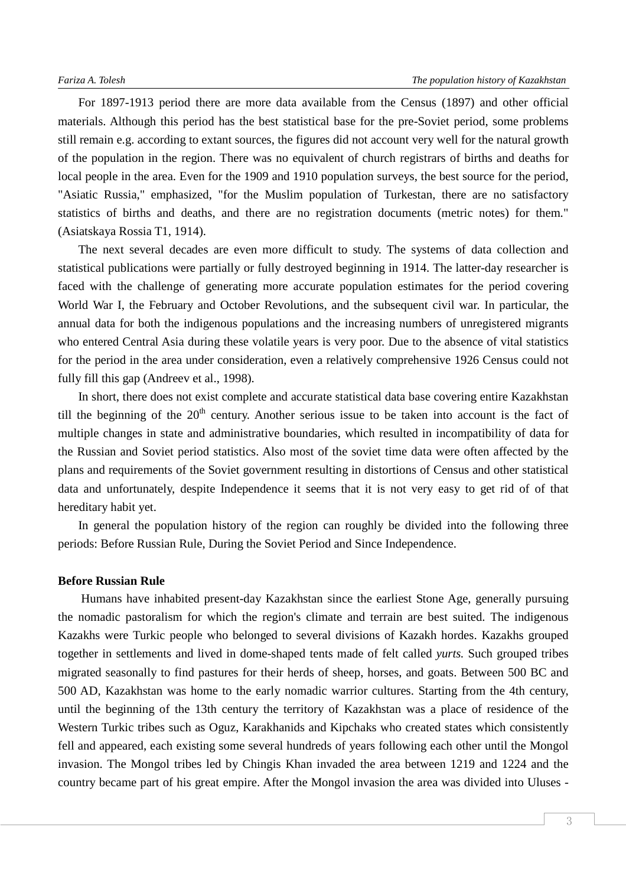For 1897-1913 period there are more data available from the Census (1897) and other official materials. Although this period has the best statistical base for the pre-Soviet period, some problems still remain e.g. according to extant sources, the figures did not account very well for the natural growth of the population in the region. There was no equivalent of church registrars of births and deaths for local people in the area. Even for the 1909 and 1910 population surveys, the best source for the period, "Asiatic Russia," emphasized, "for the Muslim population of Turkestan, there are no satisfactory statistics of births and deaths, and there are no registration documents (metric notes) for them." (Asiatskaya Rossia T1, 1914).

The next several decades are even more difficult to study. The systems of data collection and statistical publications were partially or fully destroyed beginning in 1914. The latter-day researcher is faced with the challenge of generating more accurate population estimates for the period covering World War I, the February and October Revolutions, and the subsequent civil war. In particular, the annual data for both the indigenous populations and the increasing numbers of unregistered migrants who entered Central Asia during these volatile years is very poor. Due to the absence of vital statistics for the period in the area under consideration, even a relatively comprehensive 1926 Census could not fully fill this gap (Andreev et al., 1998).

In short, there does not exist complete and accurate statistical data base covering entire Kazakhstan till the beginning of the 20th century. Another serious issue to be taken into account is the fact of multiple changes in state and administrative boundaries, which resulted in incompatibility of data for the Russian and Soviet period statistics. Also most of the soviet time data were often affected by the plans and requirements of the Soviet government resulting in distortions of Census and other statistical data and unfortunately, despite Independence it seems that it is not very easy to get rid of of that hereditary habit yet.

In general the population history of the region can roughly be divided into the following three periods: Before Russian Rule, During the Soviet Period and Since Independence.

**Before Russian Rule**

Humans have inhabited present-day Kazakhstan since the earliest Stone Age, generally pursuing the nomadic pastoralism for which the region's climate and terrain are best suited. The indigenous Kazakhs were Turkic people who belonged to several divisions of Kazakh hordes. Kazakhs grouped together in settlements and lived in dome-shaped tents made of felt called *yurts.* Such grouped tribes migrated seasonally to find pastures for their herds of sheep, horses, and goats. Between 500 BC and 500 AD, Kazakhstan was home to the early nomadic warrior cultures. Starting from the 4th century, until the beginning of the 13th century the territory of Kazakhstan was a place of residence of the Western Turkic tribes such as Oguz, Karakhanids and Kipchaks who created states which consistently fell and appeared, each existing some several hundreds of years following each other until the Mongol invasion. The Mongol tribes led by Chingis Khan invaded the area between 1219 and 1224 and the country became part of his great empire. After the Mongol invasion the area was divided into Uluses -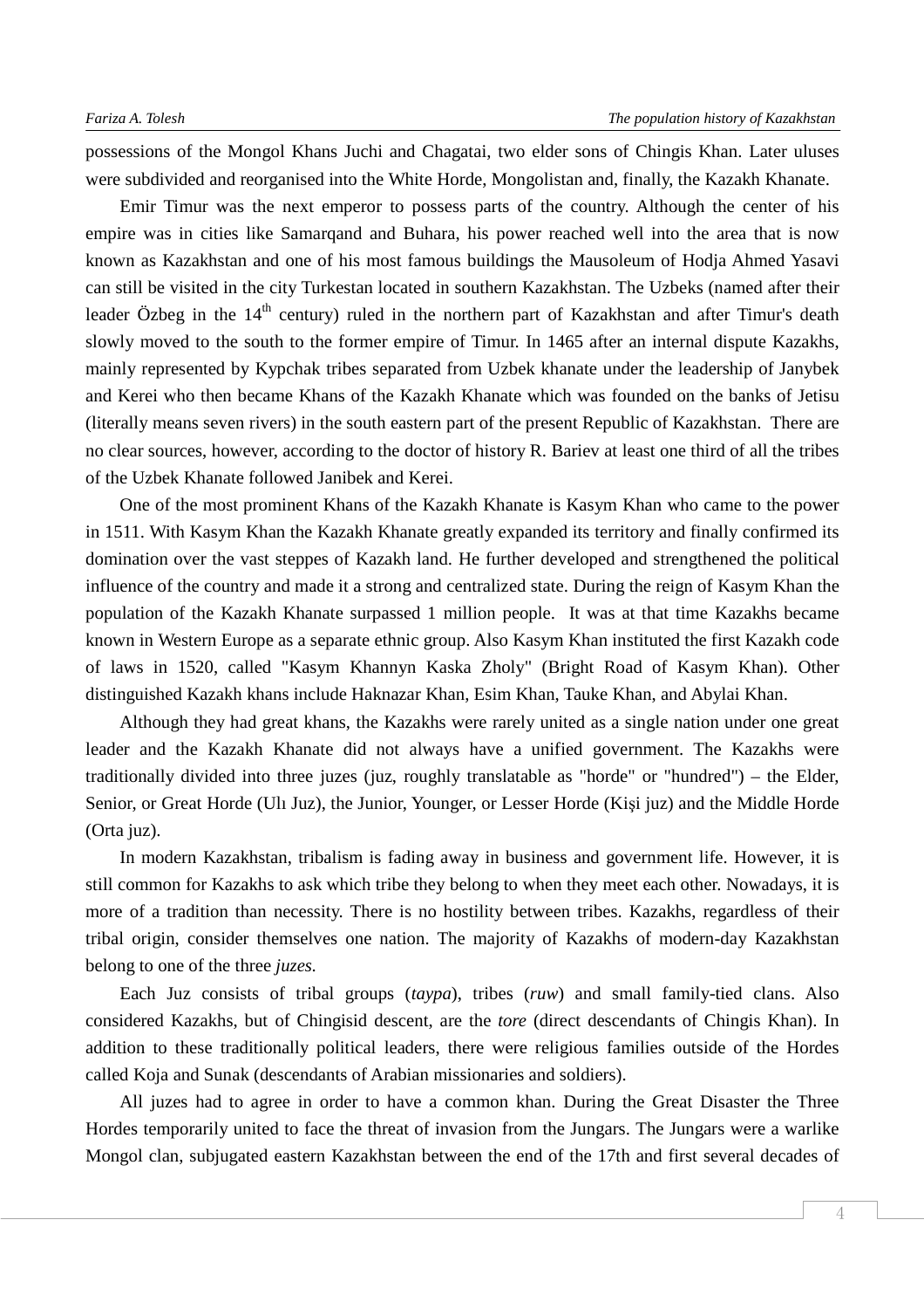possessions of the Mongol Khans Juchi and Chagatai, two elder sons of Chingis Khan. Later uluses were subdivided and reorganised into the White Horde, Mongolistan and, finally, the Kazakh Khanate.

Emir Timur was the next emperor to possess parts of the country. Although the center of his empire was in cities like Samarqand and Buhara, his power reached well into the area that is now known as Kazakhstan and one of his most famous buildings the Mausoleum of Hodja Ahmed Yasavi can still be visited in the city Turkestan located in southern Kazakhstan. The Uzbeks (named after their leader Özbeg in the 14th century) ruled in the northern part of Kazakhstan and after Timur's death slowly moved to the south to the former empire of Timur. In 1465 after an internal dispute Kazakhs, mainly represented by Kypchak tribes separated from Uzbek khanate under the leadership of Janybek and Kerei who then became Khans of the Kazakh Khanate which was founded on the banks of Jetisu (literally means seven rivers) in the south eastern part of the present Republic of Kazakhstan. There are no clear sources, however, according to the doctor of history R. Bariev at least one third of all the tribes of the Uzbek Khanate followed Janibek and Kerei.

One of the most prominent Khans of the Kazakh Khanate is Kasym Khan who came to the power in 1511. With Kasym Khan the Kazakh Khanate greatly expanded its territory and finally confirmed its domination over the vast steppes of Kazakh land. He further developed and strengthened the political influence of the country and made it a strong and centralized state. During the reign of Kasym Khan the population of the Kazakh Khanate surpassed 1 million people. It was at that time Kazakhs became known in Western Europe as a separate ethnic group. Also Kasym Khan instituted the first Kazakh code of laws in 1520, called "Kasym Khannyn Kaska Zholy" (Bright Road of Kasym Khan). Other distinguished Kazakh khans include Haknazar Khan, Esim Khan, Tauke Khan, and Abylai Khan.

Although they had great khans, the Kazakhs were rarely united as a single nation under one great leader and the Kazakh Khanate did not always have a unified government. The Kazakhs were traditionally divided into three juzes (juz, roughly translatable as "horde" or "hundred") – the Elder, Senior, or Great Horde (Ulı Juz), the Junior, Younger, or Lesser Horde (Kişi juz) and the Middle Horde (Orta juz).

In modern Kazakhstan, tribalism is fading away in business and government life. However, it is still common for Kazakhs to ask which tribe they belong to when they meet each other. Nowadays, it is more of a tradition than necessity. There is no hostility between tribes. Kazakhs, regardless of their tribal origin, consider themselves one nation. The majority of Kazakhs of modern-day Kazakhstan belong to one of the three *juzes.*

Each Juz consists of tribal groups (*taypa*), tribes (*ruw*) and small family-tied clans. Also considered Kazakhs, but of Chingisid descent, are the *tore* (direct descendants of Chingis Khan). In addition to these traditionally political leaders, there were religious families outside of the Hordes called Koja and Sunak (descendants of Arabian missionaries and soldiers).

All juzes had to agree in order to have a common khan. During the Great Disaster the Three Hordes temporarily united to face the threat of invasion from the Jungars. The Jungars were a warlike Mongol clan, subjugated eastern Kazakhstan between the end of the 17th and first several decades of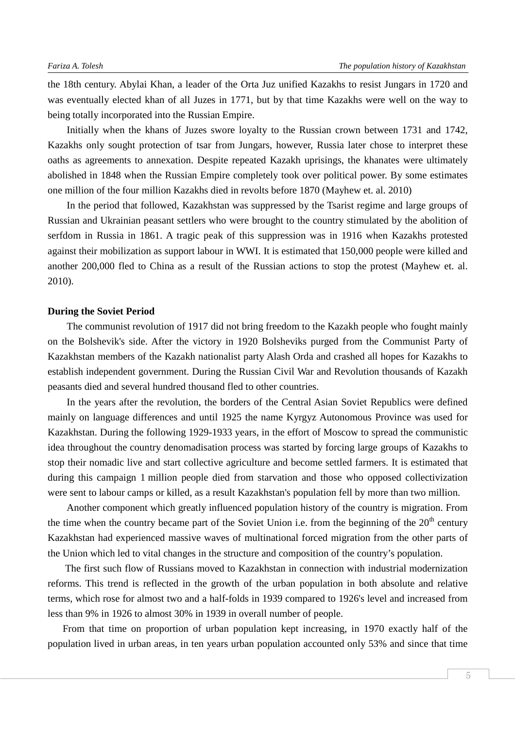the 18th century. Abylai Khan, a leader of the Orta Juz unified Kazakhs to resist Jungars in 1720 and was eventually elected khan of all Juzes in 1771, but by that time Kazakhs were well on the way to being totally incorporated into the Russian Empire.

Initially when the khans of Juzes swore loyalty to the Russian crown between 1731 and 1742, Kazakhs only sought protection of tsar from Jungars, however, Russia later chose to interpret these oaths as agreements to annexation. Despite repeated Kazakh uprisings, the khanates were ultimately abolished in 1848 when the Russian Empire completely took over political power. By some estimates one million of the four million Kazakhs died in revolts before 1870 (Mayhew et. al. 2010)

In the period that followed, Kazakhstan was suppressed by the Tsarist regime and large groups of Russian and Ukrainian peasant settlers who were brought to the country stimulated by the abolition of serfdom in Russia in 1861. A tragic peak of this suppression was in 1916 when Kazakhs protested against their mobilization as support labour in WWI. It is estimated that 150,000 people were killed and another 200,000 fled to China as a result of the Russian actions to stop the protest (Mayhew et. al. 2010).

**During the Soviet Period**

The communist revolution of 1917 did not bring freedom to the Kazakh people who fought mainly on the Bolshevik's side. After the victory in 1920 Bolsheviks purged from the Communist Party of Kazakhstan members of the Kazakh nationalist party Alash Orda and crashed all hopes for Kazakhs to establish independent government. During the Russian Civil War and Revolution thousands of Kazakh peasants died and several hundred thousand fled to other countries.

In the years after the revolution, the borders of the Central Asian Soviet Republics were defined mainly on language differences and until 1925 the name Kyrgyz Autonomous Province was used for Kazakhstan. During the following 1929-1933 years, in the effort of Moscow to spread the communistic idea throughout the country denomadisation process was started by forcing large groups of Kazakhs to stop their nomadic live and start collective agriculture and become settled farmers. It is estimated that during this campaign 1 million people died from starvation and those who opposed collectivization were sent to labour camps or killed, as a result Kazakhstan's population fell by more than two million.

Another component which greatly influenced population history of the country is migration. From the time when the country became part of the Soviet Union i.e. from the beginning of the 20th century Kazakhstan had experienced massive waves of multinational forced migration from the other parts of the Union which led to vital changes in the structure and composition of the country's population.

The first such flow of Russians moved to Kazakhstan in connection with industrial modernization reforms. This trend is reflected in the growth of the urban population in both absolute and relative terms, which rose for almost two and a half-folds in 1939 compared to 1926's level and increased from less than 9% in 1926 to almost 30% in 1939 in overall number of people.

From that time on proportion of urban population kept increasing, in 1970 exactly half of the population lived in urban areas, in ten years urban population accounted only 53% and since that time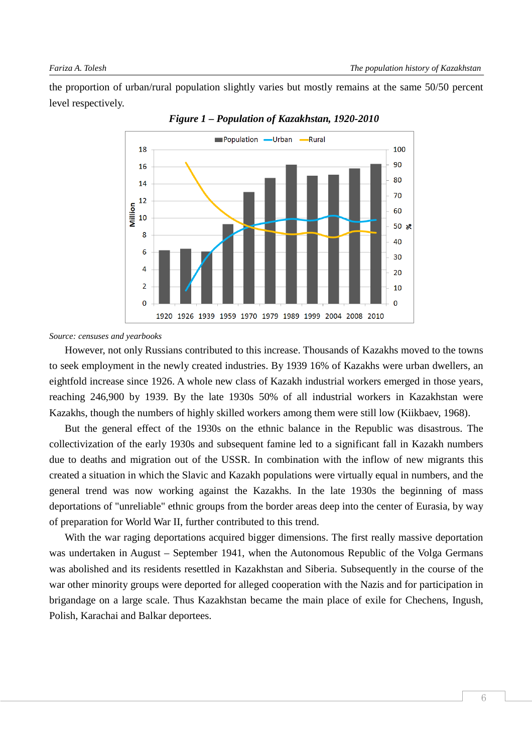the proportion of urban/rural population slightly varies but mostly remains at the same 50/50 percent level respectively.

***Figure 1 – Population of Kazakhstan, 1920-2010***

*Source: censuses and yearbooks*

However, not only Russians contributed to this increase. Thousands of Kazakhs moved to the towns to seek employment in the newly created industries. By 1939 16% of Kazakhs were urban dwellers, an eightfold increase since 1926. A whole new class of Kazakh industrial workers emerged in those years, reaching 246,900 by 1939. By the late 1930s 50% of all industrial workers in Kazakhstan were Kazakhs, though the numbers of highly skilled workers among them were still low (Kiikbaev, 1968).

But the general effect of the 1930s on the ethnic balance in the Republic was disastrous. The collectivization of the early 1930s and subsequent famine led to a significant fall in Kazakh numbers due to deaths and migration out of the USSR. In combination with the inflow of new migrants this created a situation in which the Slavic and Kazakh populations were virtually equal in numbers, and the general trend was now working against the Kazakhs. In the late 1930s the beginning of mass deportations of "unreliable" ethnic groups from the border areas deep into the center of Eurasia, by way of preparation for World War II, further contributed to this trend.

With the war raging deportations acquired bigger dimensions. The first really massive deportation was undertaken in August – September 1941, when the Autonomous Republic of the Volga Germans was abolished and its residents resettled in Kazakhstan and Siberia. Subsequently in the course of the war other minority groups were deported for alleged cooperation with the Nazis and for participation in brigandage on a large scale. Thus Kazakhstan became the main place of exile for Chechens, Ingush, Polish, Karachai and Balkar deportees.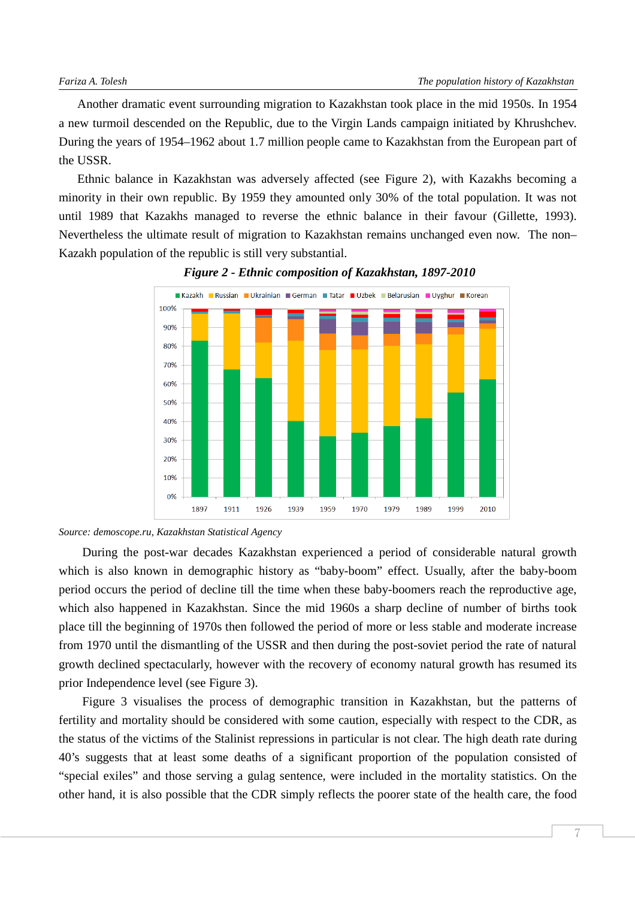Another dramatic event surrounding migration to Kazakhstan took place in the mid 1950s. In 1954 a new turmoil descended on the Republic, due to the Virgin Lands campaign initiated by Khrushchev. During the years of 1954–1962 about 1.7 million people came to Kazakhstan from the European part of the USSR.

Ethnic balance in Kazakhstan was adversely affected (see Figure 2), with Kazakhs becoming a minority in their own republic. By 1959 they amounted only 30% of the total population. It was not until 1989 that Kazakhs managed to reverse the ethnic balance in their favour (Gillette, 1993). Nevertheless the ultimate result of migration to Kazakhstan remains unchanged even now. The non–Kazakh population of the republic is still very substantial.

***Figure 2 - Ethnic composition of Kazakhstan, 1897-2010***

*Source: demoscope.ru, Kazakhstan Statistical Agency*

During the post-war decades Kazakhstan experienced a period of considerable natural growth which is also known in demographic history as "baby-boom" effect. Usually, after the baby-boom period occurs the period of decline till the time when these baby-boomers reach the reproductive age, which also happened in Kazakhstan. Since the mid 1960s a sharp decline of number of births took place till the beginning of 1970s then followed the period of more or less stable and moderate increase from 1970 until the dismantling of the USSR and then during the post-soviet period the rate of natural growth declined spectacularly, however with the recovery of economy natural growth has resumed its prior Independence level (see Figure 3).

Figure 3 visualises the process of demographic transition in Kazakhstan, but the patterns of fertility and mortality should be considered with some caution, especially with respect to the CDR, as the status of the victims of the Stalinist repressions in particular is not clear. The high death rate during 40's suggests that at least some deaths of a significant proportion of the population consisted of "special exiles" and those serving a gulag sentence, were included in the mortality statistics. On the other hand, it is also possible that the CDR simply reflects the poorer state of the health care, the food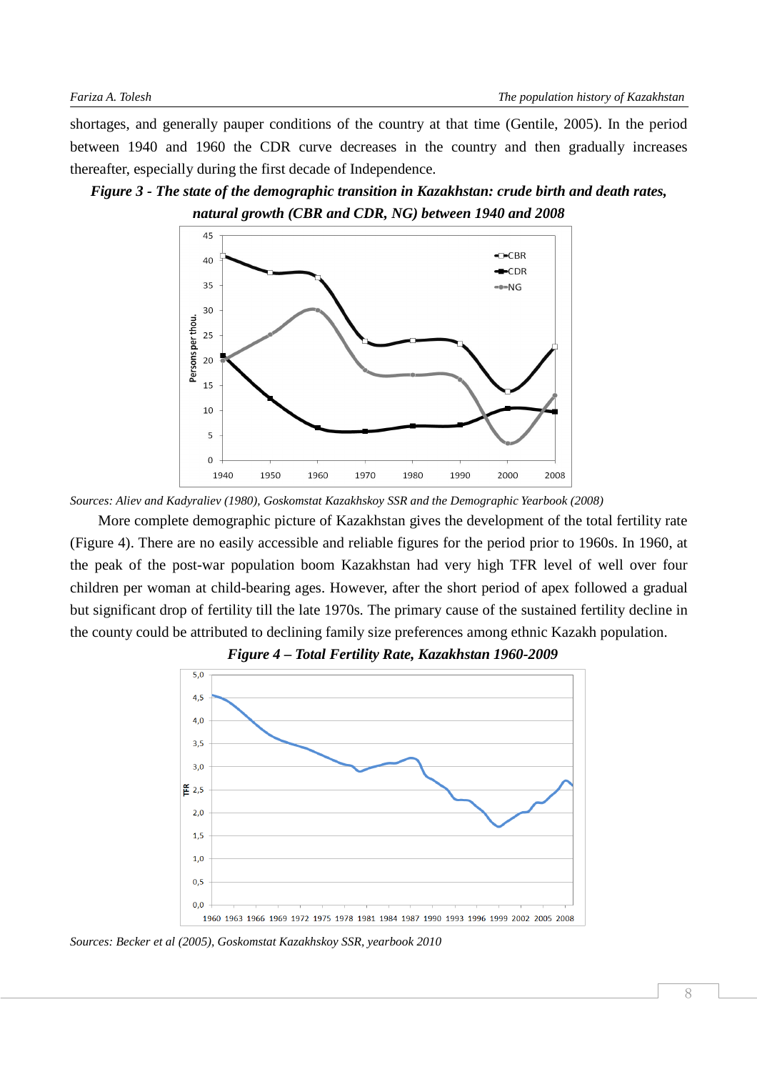shortages, and generally pauper conditions of the country at that time (Gentile, 2005). In the period between 1940 and 1960 the CDR curve decreases in the country and then gradually increases thereafter, especially during the first decade of Independence.

***Figure 3 - The state of the demographic transition in Kazakhstan: crude birth and death rates, natural growth (CBR and CDR, NG) between 1940 and 2008***

*Sources: Aliev and Kadyraliev (1980), Goskomstat Kazakhskoy SSR and the Demographic Yearbook (2008)*

More complete demographic picture of Kazakhstan gives the development of the total fertility rate (Figure 4). There are no easily accessible and reliable figures for the period prior to 1960s. In 1960, at the peak of the post-war population boom Kazakhstan had very high TFR level of well over four children per woman at child-bearing ages. However, after the short period of apex followed a gradual but significant drop of fertility till the late 1970s. The primary cause of the sustained fertility decline in the county could be attributed to declining family size preferences among ethnic Kazakh population.

***Figure 4 – Total Fertility Rate, Kazakhstan 1960-2009***

*Sources: Becker et al (2005), Goskomstat Kazakhskoy SSR, yearbook 2010*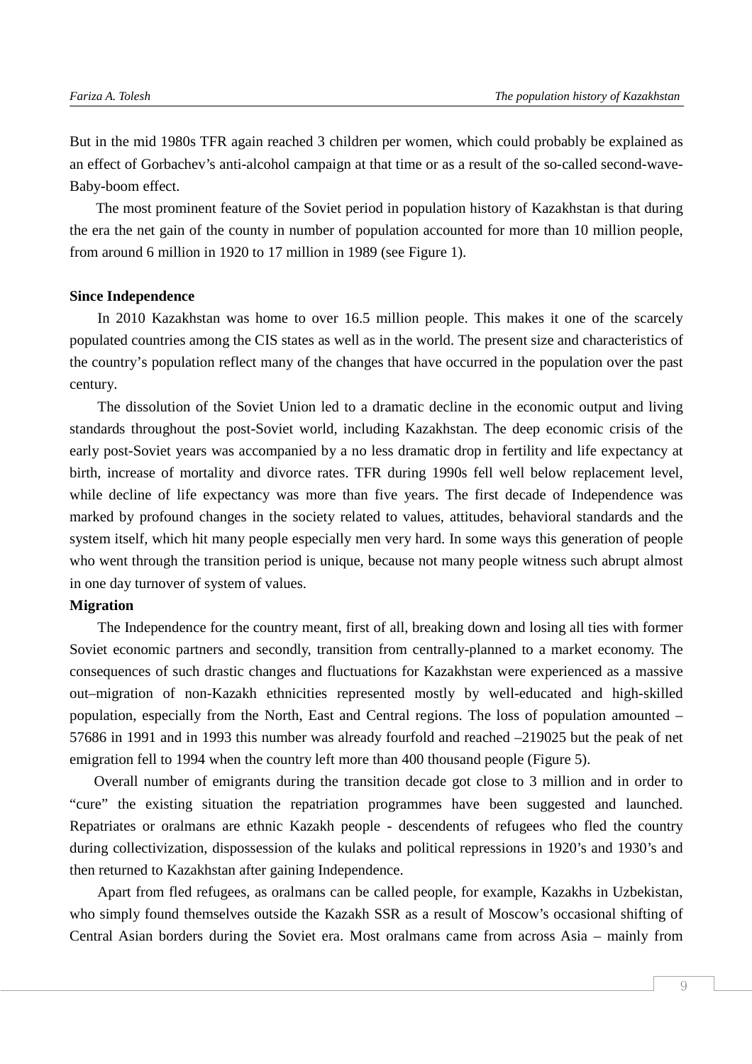But in the mid 1980s TFR again reached 3 children per women, which could probably be explained as an effect of Gorbachev's anti-alcohol campaign at that time or as a result of the so-called second-wave-Baby-boom effect.

The most prominent feature of the Soviet period in population history of Kazakhstan is that during the era the net gain of the county in number of population accounted for more than 10 million people, from around 6 million in 1920 to 17 million in 1989 (see Figure 1).

**Since Independence**

In 2010 Kazakhstan was home to over 16.5 million people. This makes it one of the scarcely populated countries among the CIS states as well as in the world. The present size and characteristics of the country's population reflect many of the changes that have occurred in the population over the past century.

The dissolution of the Soviet Union led to a dramatic decline in the economic output and living standards throughout the post-Soviet world, including Kazakhstan. The deep economic crisis of the early post-Soviet years was accompanied by a no less dramatic drop in fertility and life expectancy at birth, increase of mortality and divorce rates. TFR during 1990s fell well below replacement level, while decline of life expectancy was more than five years. The first decade of Independence was marked by profound changes in the society related to values, attitudes, behavioral standards and the system itself, which hit many people especially men very hard. In some ways this generation of people who went through the transition period is unique, because not many people witness such abrupt almost in one day turnover of system of values.

**Migration**

The Independence for the country meant, first of all, breaking down and losing all ties with former Soviet economic partners and secondly, transition from centrally-planned to a market economy. The consequences of such drastic changes and fluctuations for Kazakhstan were experienced as a massive out–migration of non-Kazakh ethnicities represented mostly by well-educated and high-skilled population, especially from the North, East and Central regions. The loss of population amounted –57686 in 1991 and in 1993 this number was already fourfold and reached –219025 but the peak of net emigration fell to 1994 when the country left more than 400 thousand people (Figure 5).

Overall number of emigrants during the transition decade got close to 3 million and in order to "cure" the existing situation the repatriation programmes have been suggested and launched. Repatriates or oralmans are ethnic Kazakh people - descendents of refugees who fled the country during collectivization, dispossession of the kulaks and political repressions in 1920's and 1930's and then returned to Kazakhstan after gaining Independence.

Apart from fled refugees, as oralmans can be called people, for example, Kazakhs in Uzbekistan, who simply found themselves outside the Kazakh SSR as a result of Moscow's occasional shifting of Central Asian borders during the Soviet era. Most oralmans came from across Asia – mainly from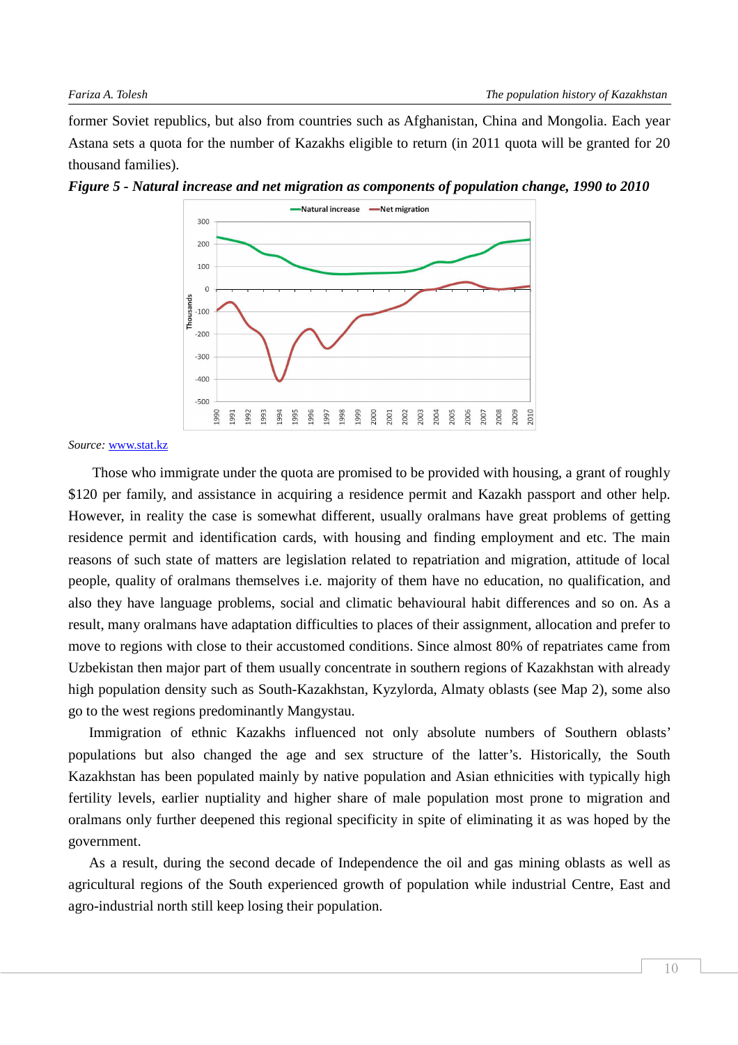former Soviet republics, but also from countries such as Afghanistan, China and Mongolia. Each year Astana sets a quota for the number of Kazakhs eligible to return (in 2011 quota will be granted for 20 thousand families).

***Figure 5 - Natural increase and net migration as components of population change, 1990 to 2010***

*Source:* [www.stat.kz](www.stat.kz)

Those who immigrate under the quota are promised to be provided with housing, a grant of roughly $120 per family, and assistance in acquiring a residence permit and Kazakh passport and other help. However, in reality the case is somewhat different, usually oralmans have great problems of getting residence permit and identification cards, with housing and finding employment and etc. The main reasons of such state of matters are legislation related to repatriation and migration, attitude of local people, quality of oralmans themselves i.e. majority of them have no education, no qualification, and also they have language problems, social and climatic behavioural habit differences and so on. As a result, many oralmans have adaptation difficulties to places of their assignment, allocation and prefer to move to regions with close to their accustomed conditions. Since almost 80% of repatriates came from Uzbekistan then major part of them usually concentrate in southern regions of Kazakhstan with already high population density such as South-Kazakhstan, Kyzylorda, Almaty oblasts (see Map 2), some also go to the west regions predominantly Mangystau.

Immigration of ethnic Kazakhs influenced not only absolute numbers of Southern oblasts' populations but also changed the age and sex structure of the latter's. Historically, the South Kazakhstan has been populated mainly by native population and Asian ethnicities with typically high fertility levels, earlier nuptiality and higher share of male population most prone to migration and oralmans only further deepened this regional specificity in spite of eliminating it as was hoped by the government.

As a result, during the second decade of Independence the oil and gas mining oblasts as well as agricultural regions of the South experienced growth of population while industrial Centre, East and agro-industrial north still keep losing their population.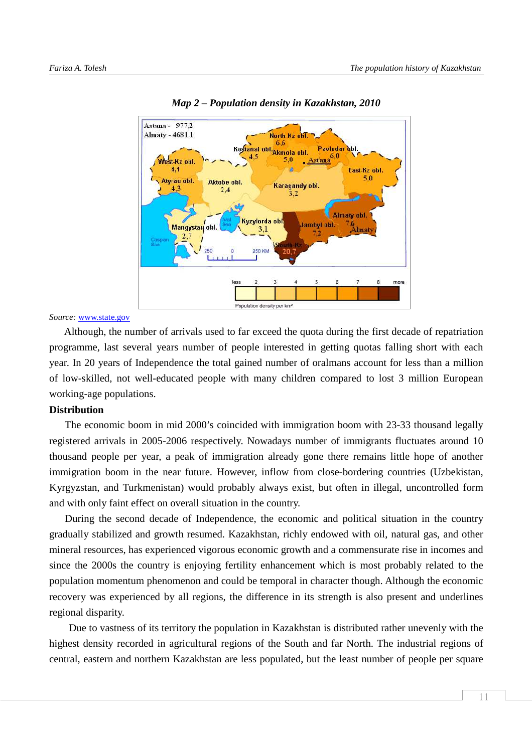***Map 2 – Population density in Kazakhstan, 2010***

*Source:* www.state.gov

Although, the number of arrivals used to far exceed the quota during the first decade of repatriation programme, last several years number of people interested in getting quotas falling short with each year. In 20 years of Independence the total gained number of oralmans account for less than a million of low-skilled, not well-educated people with many children compared to lost 3 million European working-age populations.

**Distribution**

The economic boom in mid 2000's coincided with immigration boom with 23-33 thousand legally registered arrivals in 2005-2006 respectively. Nowadays number of immigrants fluctuates around 10 thousand people per year, a peak of immigration already gone there remains little hope of another immigration boom in the near future. However, inflow from close-bordering countries (Uzbekistan, Kyrgyzstan, and Turkmenistan) would probably always exist, but often in illegal, uncontrolled form and with only faint effect on overall situation in the country.

During the second decade of Independence, the economic and political situation in the country gradually stabilized and growth resumed. Kazakhstan, richly endowed with oil, natural gas, and other mineral resources, has experienced vigorous economic growth and a commensurate rise in incomes and since the 2000s the country is enjoying fertility enhancement which is most probably related to the population momentum phenomenon and could be temporal in character though. Although the economic recovery was experienced by all regions, the difference in its strength is also present and underlines regional disparity.

Due to vastness of its territory the population in Kazakhstan is distributed rather unevenly with the highest density recorded in agricultural regions of the South and far North. The industrial regions of central, eastern and northern Kazakhstan are less populated, but the least number of people per square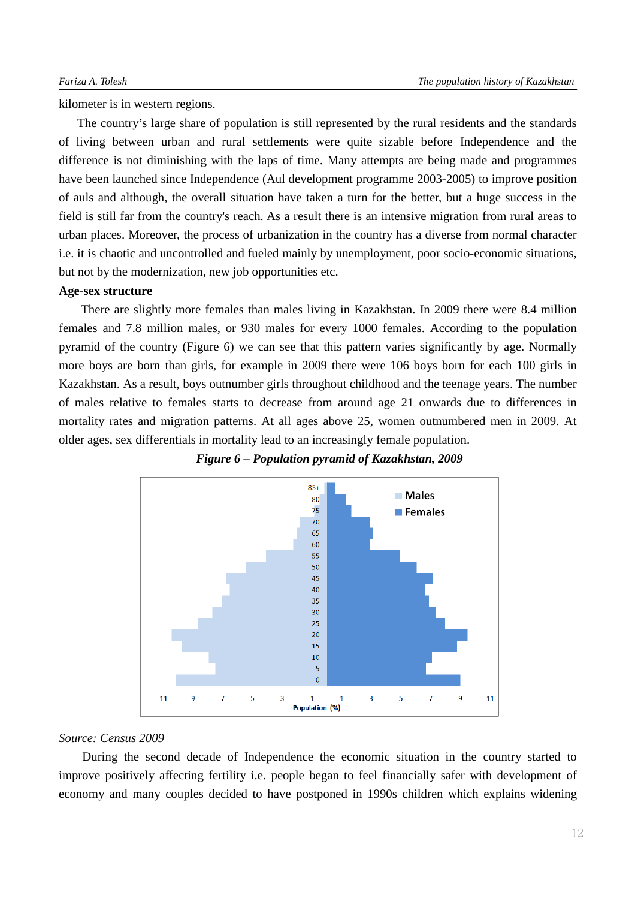kilometer is in western regions.

The country's large share of population is still represented by the rural residents and the standards of living between urban and rural settlements were quite sizable before Independence and the difference is not diminishing with the laps of time. Many attempts are being made and programmes have been launched since Independence (Aul development programme 2003-2005) to improve position of auls and although, the overall situation have taken a turn for the better, but a huge success in the field is still far from the country's reach. As a result there is an intensive migration from rural areas to urban places. Moreover, the process of urbanization in the country has a diverse from normal character i.e. it is chaotic and uncontrolled and fueled mainly by unemployment, poor socio-economic situations, but not by the modernization, new job opportunities etc.

**Age-sex structure**

There are slightly more females than males living in Kazakhstan. In 2009 there were 8.4 million females and 7.8 million males, or 930 males for every 1000 females. According to the population pyramid of the country (Figure 6) we can see that this pattern varies significantly by age. Normally more boys are born than girls, for example in 2009 there were 106 boys born for each 100 girls in Kazakhstan. As a result, boys outnumber girls throughout childhood and the teenage years. The number of males relative to females starts to decrease from around age 21 onwards due to differences in mortality rates and migration patterns. At all ages above 25, women outnumbered men in 2009. At older ages, sex differentials in mortality lead to an increasingly female population.

***Figure 6 – Population pyramid of Kazakhstan, 2009***

*Source: Census 2009*

During the second decade of Independence the economic situation in the country started to improve positively affecting fertility i.e. people began to feel financially safer with development of economy and many couples decided to have postponed in 1990s children which explains widening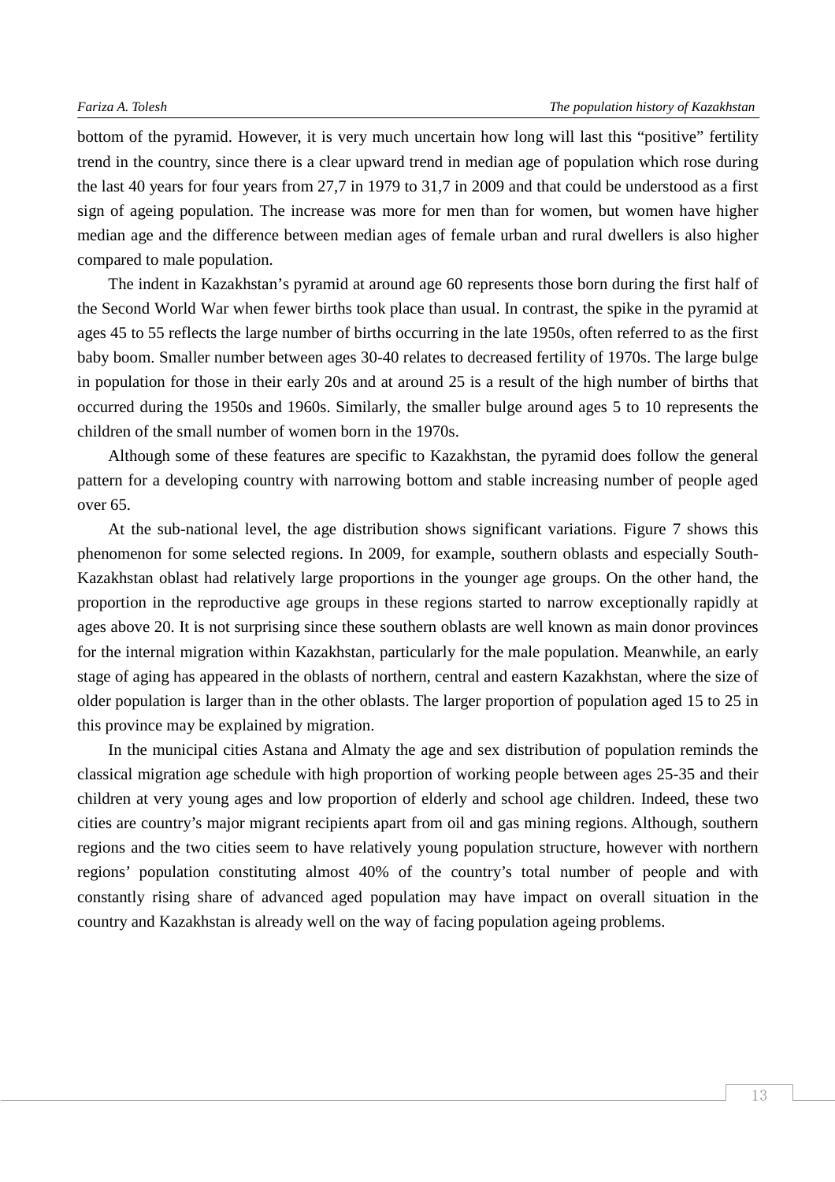bottom of the pyramid. However, it is very much uncertain how long will last this "positive" fertility trend in the country, since there is a clear upward trend in median age of population which rose during the last 40 years for four years from 27,7 in 1979 to 31,7 in 2009 and that could be understood as a first sign of ageing population. The increase was more for men than for women, but women have higher median age and the difference between median ages of female urban and rural dwellers is also higher compared to male population.

The indent in Kazakhstan's pyramid at around age 60 represents those born during the first half of the Second World War when fewer births took place than usual. In contrast, the spike in the pyramid at ages 45 to 55 reflects the large number of births occurring in the late 1950s, often referred to as the first baby boom. Smaller number between ages 30-40 relates to decreased fertility of 1970s. The large bulge in population for those in their early 20s and at around 25 is a result of the high number of births that occurred during the 1950s and 1960s. Similarly, the smaller bulge around ages 5 to 10 represents the children of the small number of women born in the 1970s.

Although some of these features are specific to Kazakhstan, the pyramid does follow the general pattern for a developing country with narrowing bottom and stable increasing number of people aged over 65.

At the sub-national level, the age distribution shows significant variations. Figure 7 shows this phenomenon for some selected regions. In 2009, for example, southern oblasts and especially South-Kazakhstan oblast had relatively large proportions in the younger age groups. On the other hand, the proportion in the reproductive age groups in these regions started to narrow exceptionally rapidly at ages above 20. It is not surprising since these southern oblasts are well known as main donor provinces for the internal migration within Kazakhstan, particularly for the male population. Meanwhile, an early stage of aging has appeared in the oblasts of northern, central and eastern Kazakhstan, where the size of older population is larger than in the other oblasts. The larger proportion of population aged 15 to 25 in this province may be explained by migration.

In the municipal cities Astana and Almaty the age and sex distribution of population reminds the classical migration age schedule with high proportion of working people between ages 25-35 and their children at very young ages and low proportion of elderly and school age children. Indeed, these two cities are country's major migrant recipients apart from oil and gas mining regions. Although, southern regions and the two cities seem to have relatively young population structure, however with northern regions' population constituting almost 40% of the country's total number of people and with constantly rising share of advanced aged population may have impact on overall situation in the country and Kazakhstan is already well on the way of facing population ageing problems.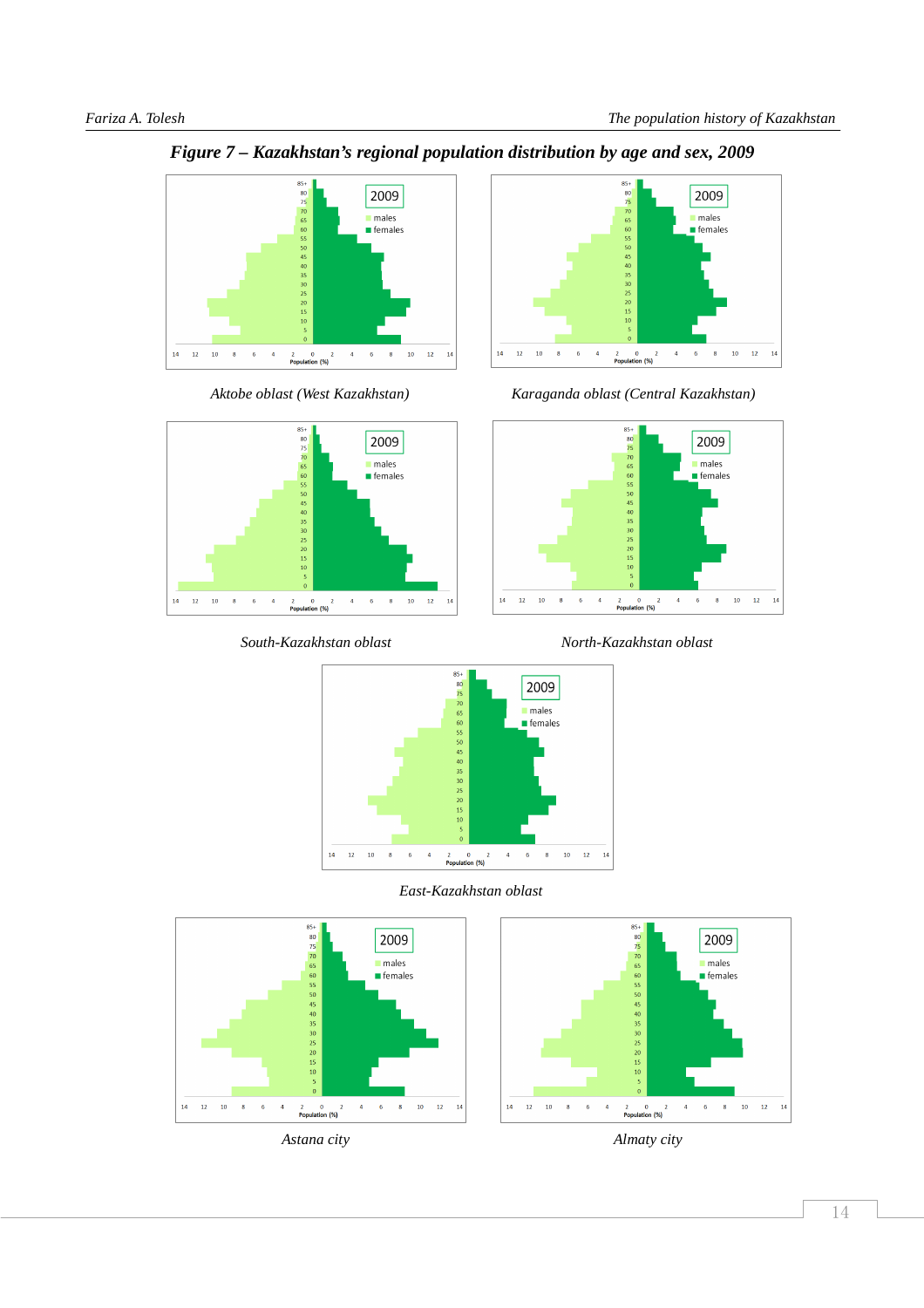***Figure 7 – Kazakhstan's regional population distribution by age and sex, 2009***

*Aktobe oblast (West Kazakhstan)*

*Karaganda oblast (Central Kazakhstan)*

*South-Kazakhstan oblast*

*North-Kazakhstan oblast*

*East-Kazakhstan oblast*

*Astana city*

*Almaty city*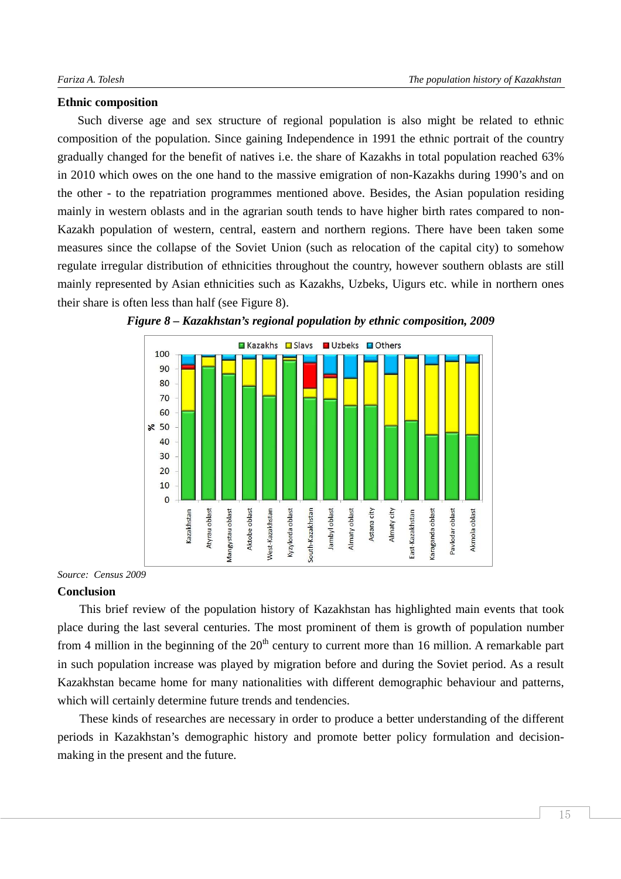**Ethnic composition**

Such diverse age and sex structure of regional population is also might be related to ethnic composition of the population. Since gaining Independence in 1991 the ethnic portrait of the country gradually changed for the benefit of natives i.e. the share of Kazakhs in total population reached 63% in 2010 which owes on the one hand to the massive emigration of non-Kazakhs during 1990's and on the other - to the repatriation programmes mentioned above. Besides, the Asian population residing mainly in western oblasts and in the agrarian south tends to have higher birth rates compared to non-Kazakh population of western, central, eastern and northern regions. There have been taken some measures since the collapse of the Soviet Union (such as relocation of the capital city) to somehow regulate irregular distribution of ethnicities throughout the country, however southern oblasts are still mainly represented by Asian ethnicities such as Kazakhs, Uzbeks, Uigurs etc. while in northern ones their share is often less than half (see Figure 8).

***Figure 8 – Kazakhstan's regional population by ethnic composition, 2009***

*Source: Census 2009*

**Conclusion**

This brief review of the population history of Kazakhstan has highlighted main events that took place during the last several centuries. The most prominent of them is growth of population number from 4 million in the beginning of the 20th century to current more than 16 million. A remarkable part in such population increase was played by migration before and during the Soviet period. As a result Kazakhstan became home for many nationalities with different demographic behaviour and patterns, which will certainly determine future trends and tendencies.

These kinds of researches are necessary in order to produce a better understanding of the different periods in Kazakhstan's demographic history and promote better policy formulation and decision-making in the present and the future.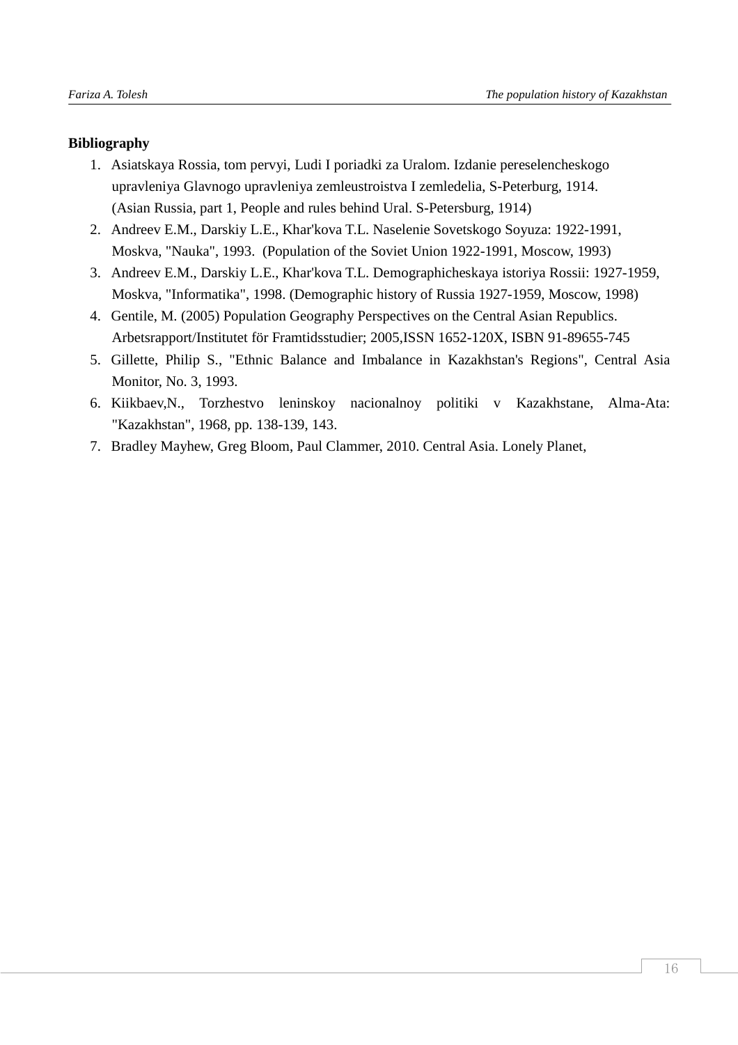**Bibliography**

1. Asiatskaya Rossia, tom pervyi, Ludi I poriadki za Uralom. Izdanie pereselencheskogo upravleniya Glavnogo upravleniya zemleustroistva I zemledelia, S-Peterburg, 1914. (Asian Russia, part 1, People and rules behind Ural. S-Petersburg, 1914)
2. Andreev E.M., Darskiy L.E., Khar'kova T.L. Naselenie Sovetskogo Soyuza: 1922-1991, Moskva, "Nauka", 1993. (Population of the Soviet Union 1922-1991, Moscow, 1993)
3. Andreev E.M., Darskiy L.E., Khar'kova T.L. Demographicheskaya istoriya Rossii: 1927-1959, Moskva, "Informatika", 1998. (Demographic history of Russia 1927-1959, Moscow, 1998)
4. Gentile, M. (2005) Population Geography Perspectives on the Central Asian Republics. Arbetsrapport/Institutet för Framtidsstudier; 2005,ISSN 1652-120X, ISBN 91-89655-745
5. Gillette, Philip S., "Ethnic Balance and Imbalance in Kazakhstan's Regions", Central Asia Monitor, No. 3, 1993.
6. Kiikbaev,N., Torzhestvo leninskoy nacionalnoy politiki v Kazakhstane, Alma-Ata: "Kazakhstan", 1968, pp. 138-139, 143.
7. Bradley Mayhew, Greg Bloom, Paul Clammer, 2010. Central Asia. Lonely Planet,